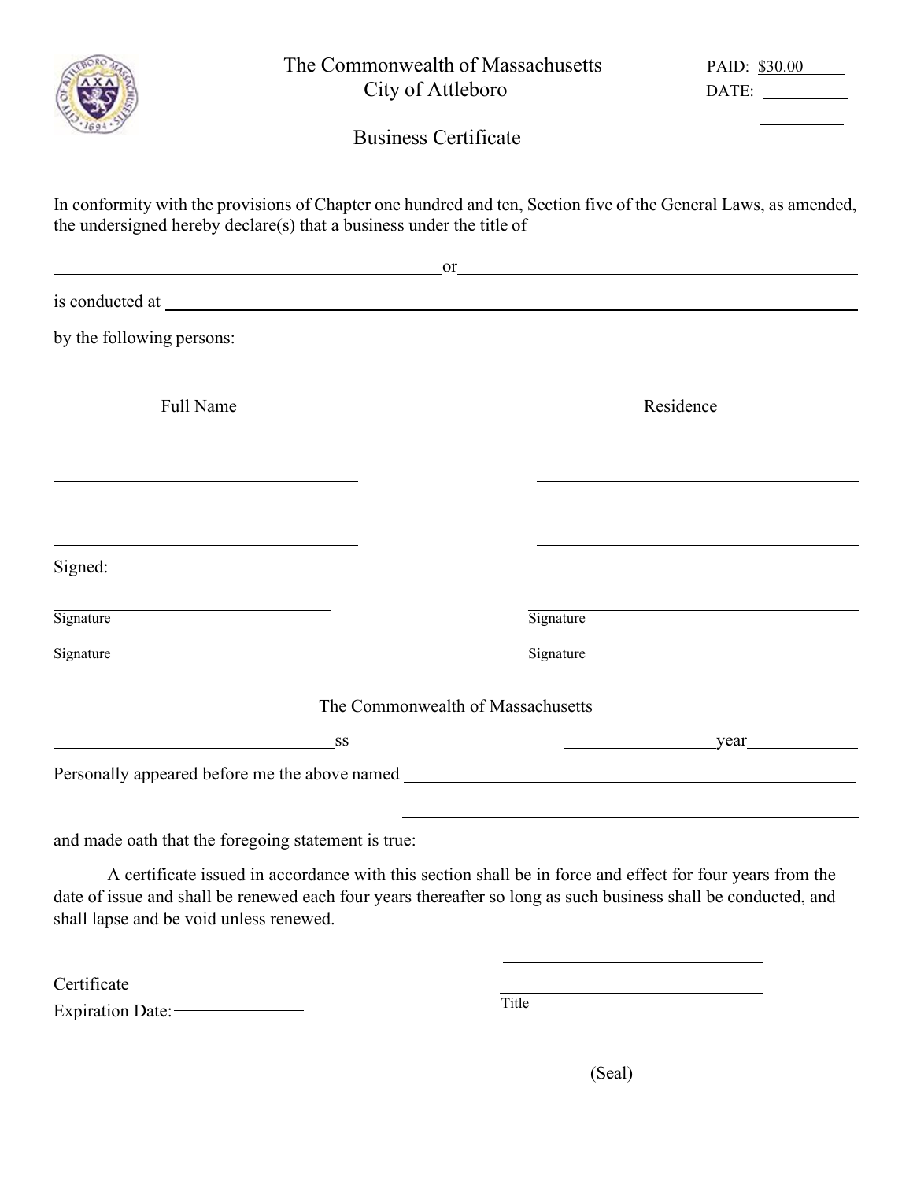The Commonwealth of Massachusetts
City of Attleboro

PAID: $30.00
DATE: __________

__________

# Business Certificate

In conformity with the provisions of Chapter one hundred and ten, Section five of the General Laws, as amended, the undersigned hereby declare(s) that a business under the title of

______________________________ or ______________________________

is conducted at ______________________________

by the following persons:

| Full Name | Residence |
|---|---|
| | |
| | |
| | |
| | |

Signed:

| | |
|---|---|
| Signature | Signature |
| Signature | Signature |

The Commonwealth of Massachusetts

______________ ss ______________ year ______________

Personally appeared before me the above named ______________________________

______________________________

and made oath that the foregoing statement is true:

A certificate issued in accordance with this section shall be in force and effect for four years from the date of issue and shall be renewed each four years thereafter so long as such business shall be conducted, and shall lapse and be void unless renewed.

Certificate
Expiration Date: ______________

______________________________

______________________________
Title

(Seal)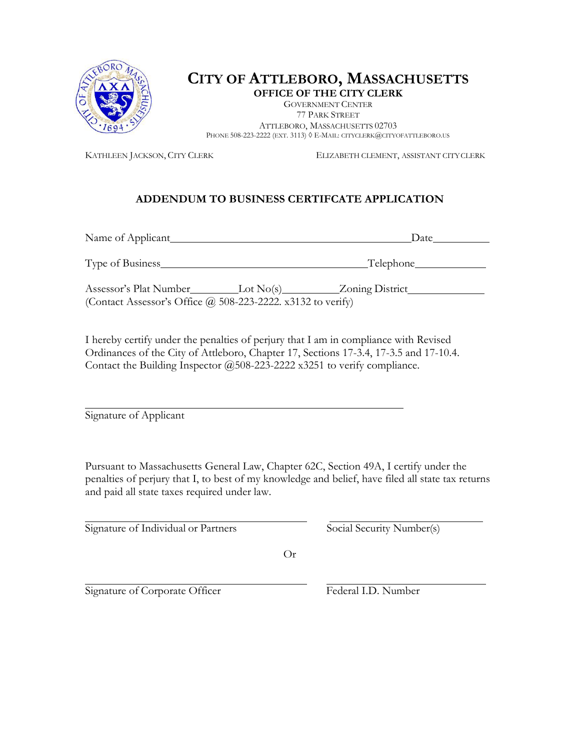# CITY OF ATTLEBORO, MASSACHUSETTS

**OFFICE OF THE CITY CLERK**

GOVERNMENT CENTER
77 PARK STREET
ATTLEBORO, MASSACHUSETTS 02703
PHONE 508-223-2222 (EXT. 3113) ◊ E-MAIL: CITYCLERK@CITYOFATTLEBORO.US

KATHLEEN JACKSON, CITY CLERK

ELIZABETH CLEMENT, ASSISTANT CITY CLERK

## ADDENDUM TO BUSINESS CERTIFCATE APPLICATION

Name of Applicant\_\_\_\_\_\_\_\_\_\_\_\_\_\_\_\_\_\_\_\_\_\_\_\_\_\_\_\_\_\_\_\_\_\_\_\_\_\_\_\_\_\_\_\_Date\_\_\_\_\_\_\_\_\_\_

Type of Business\_\_\_\_\_\_\_\_\_\_\_\_\_\_\_\_\_\_\_\_\_\_\_\_\_\_\_\_\_\_\_\_\_\_\_\_Telephone\_\_\_\_\_\_\_\_\_\_\_\_

Assessor's Plat Number\_\_\_\_\_\_\_\_Lot No(s)\_\_\_\_\_\_\_\_\_\_Zoning District\_\_\_\_\_\_\_\_\_\_\_\_\_
(Contact Assessor's Office @ 508-223-2222. x3132 to verify)

I hereby certify under the penalties of perjury that I am in compliance with Revised Ordinances of the City of Attleboro, Chapter 17, Sections 17-3.4, 17-3.5 and 17-10.4. Contact the Building Inspector @508-223-2222 x3251 to verify compliance.

\_\_\_\_\_\_\_\_\_\_\_\_\_\_\_\_\_\_\_\_\_\_\_\_\_\_\_\_\_\_\_\_\_\_\_\_\_\_\_\_\_\_\_\_\_\_\_\_\_\_\_\_
Signature of Applicant

Pursuant to Massachusetts General Law, Chapter 62C, Section 49A, I certify under the penalties of perjury that I, to best of my knowledge and belief, have filed all state tax returns and paid all state taxes required under law.

\_\_\_\_\_\_\_\_\_\_\_\_\_\_\_\_\_\_\_\_\_\_\_\_\_\_\_\_\_\_\_\_\_\_\_\_\_\_ \_\_\_\_\_\_\_\_\_\_\_\_\_\_\_\_\_\_\_\_\_\_\_\_\_\_
Signature of Individual or Partners Social Security Number(s)

Or

\_\_\_\_\_\_\_\_\_\_\_\_\_\_\_\_\_\_\_\_\_\_\_\_\_\_\_\_\_\_\_\_\_\_\_\_\_\_ \_\_\_\_\_\_\_\_\_\_\_\_\_\_\_\_\_\_\_\_\_\_\_\_\_\_
Signature of Corporate Officer Federal I.D. Number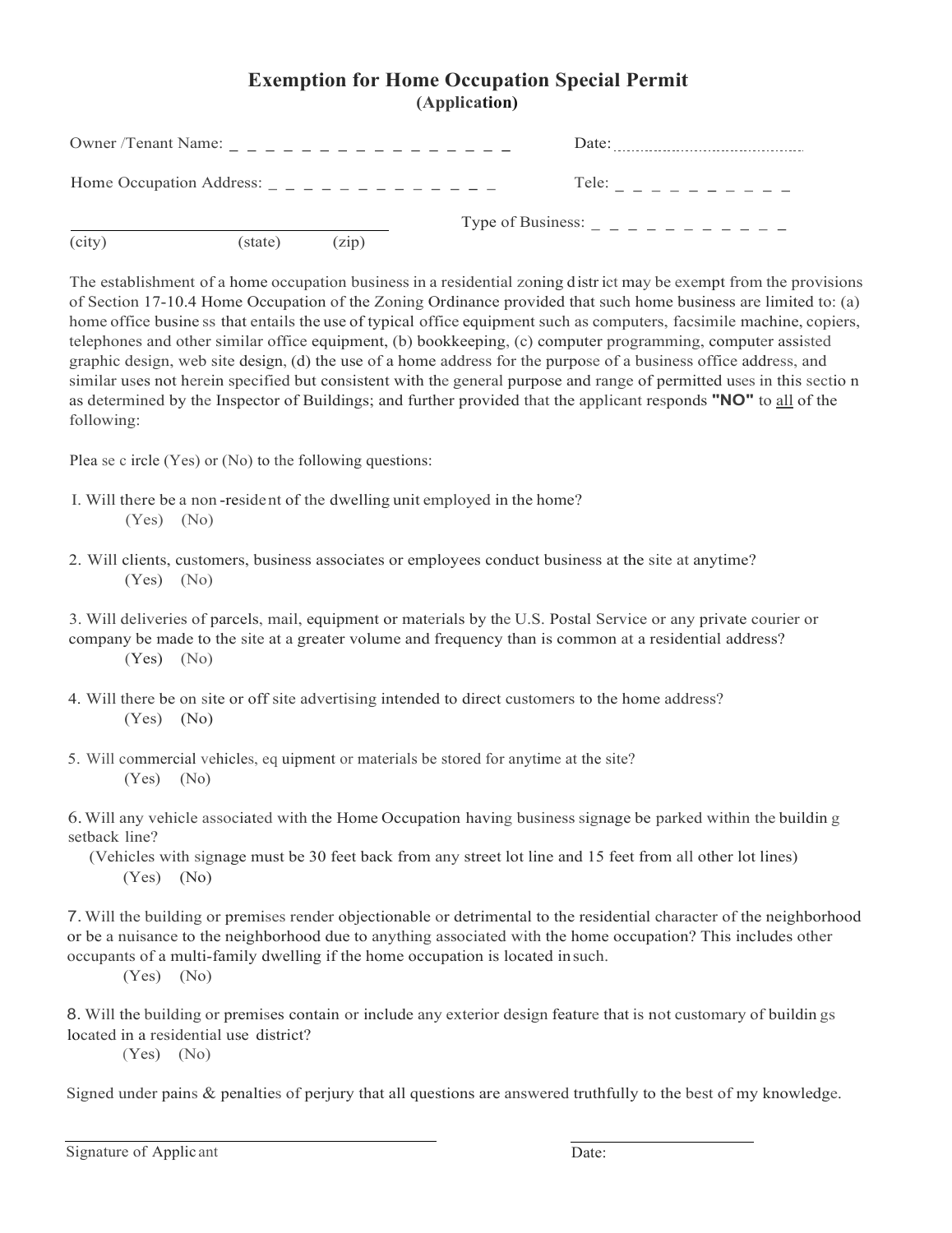# Exemption for Home Occupation Special Permit

**(Application)**

Owner /Tenant Name: _ _ _ _ _ _ _ _ _ _ _ _ _ _ _ _ Date: ..............................

Home Occupation Address: _ _ _ _ _ _ _ _ _ _ _ _ _ Tele: _ _ _ _ _ _ _ _ _ _

_______________________________ Type of Business: _ _ _ _ _ _ _ _ _ _ _
(city) (state) (zip)

The establishment of a home occupation business in a residential zoning district may be exempt from the provisions of Section 17-10.4 Home Occupation of the Zoning Ordinance provided that such home business are limited to: (a) home office business that entails the use of typical office equipment such as computers, facsimile machine, copiers, telephones and other similar office equipment, (b) bookkeeping, (c) computer programming, computer assisted graphic design, web site design, (d) the use of a home address for the purpose of a business office address, and similar uses not herein specified but consistent with the general purpose and range of permitted uses in this section as determined by the Inspector of Buildings; and further provided that the applicant responds **"NO"** to <u>all</u> of the following:

Please circle (Yes) or (No) to the following questions:

I. Will there be a non-resident of the dwelling unit employed in the home?
(Yes) (No)

2. Will clients, customers, business associates or employees conduct business at the site at anytime?
(Yes) (No)

3. Will deliveries of parcels, mail, equipment or materials by the U.S. Postal Service or any private courier or company be made to the site at a greater volume and frequency than is common at a residential address?
(Yes) (No)

4. Will there be on site or off site advertising intended to direct customers to the home address?
(Yes) (No)

5. Will commercial vehicles, equipment or materials be stored for anytime at the site?
(Yes) (No)

6. Will any vehicle associated with the Home Occupation having business signage be parked within the building setback line?
(Vehicles with signage must be 30 feet back from any street lot line and 15 feet from all other lot lines)
(Yes) (No)

7. Will the building or premises render objectionable or detrimental to the residential character of the neighborhood or be a nuisance to the neighborhood due to anything associated with the home occupation? This includes other occupants of a multi-family dwelling if the home occupation is located in such.
(Yes) (No)

8. Will the building or premises contain or include any exterior design feature that is not customary of buildings located in a residential use district?
(Yes) (No)

Signed under pains & penalties of perjury that all questions are answered truthfully to the best of my knowledge.

_______________________________ _______________________
Signature of Applicant Date: